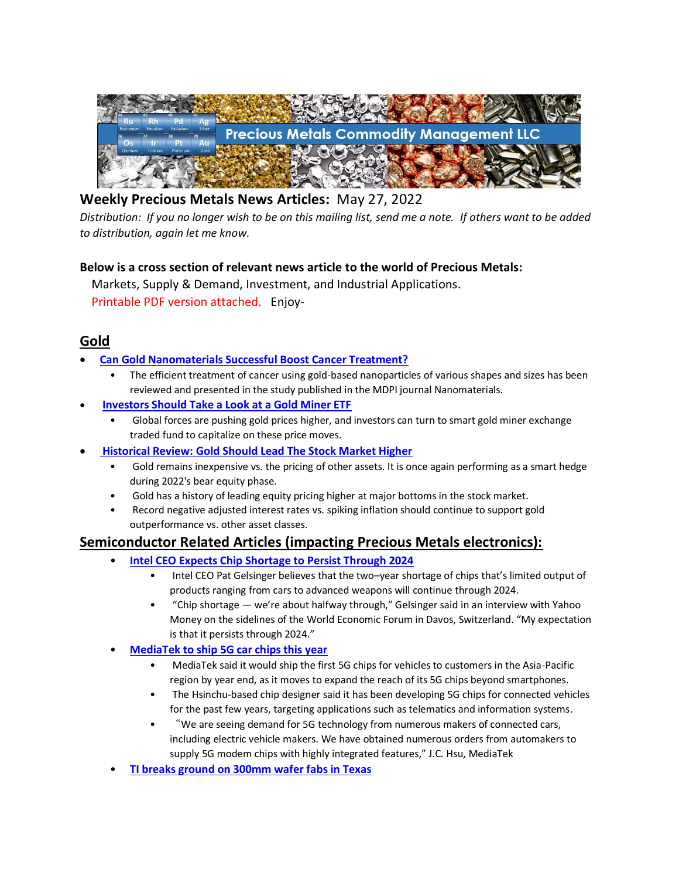# Weekly Precious Metals News Articles: May 27, 2022

*Distribution: If you no longer wish to be on this mailing list, send me a note. If others want to be added to distribution, again let me know.*

**Below is a cross section of relevant news article to the world of Precious Metals:**

Markets, Supply & Demand, Investment, and Industrial Applications.

Printable PDF version attached. Enjoy-

## Gold

- **Can Gold Nanomaterials Successful Boost Cancer Treatment?**
  - The efficient treatment of cancer using gold-based nanoparticles of various shapes and sizes has been reviewed and presented in the study published in the MDPI journal Nanomaterials.
- **Investors Should Take a Look at a Gold Miner ETF**
  - Global forces are pushing gold prices higher, and investors can turn to smart gold miner exchange traded fund to capitalize on these price moves.
- **Historical Review: Gold Should Lead The Stock Market Higher**
  - Gold remains inexpensive vs. the pricing of other assets. It is once again performing as a smart hedge during 2022's bear equity phase.
  - Gold has a history of leading equity pricing higher at major bottoms in the stock market.
  - Record negative adjusted interest rates vs. spiking inflation should continue to support gold outperformance vs. other asset classes.

## Semiconductor Related Articles (impacting Precious Metals electronics):

- **Intel CEO Expects Chip Shortage to Persist Through 2024**
  - Intel CEO Pat Gelsinger believes that the two–year shortage of chips that's limited output of products ranging from cars to advanced weapons will continue through 2024.
  - "Chip shortage — we're about halfway through," Gelsinger said in an interview with Yahoo Money on the sidelines of the World Economic Forum in Davos, Switzerland. "My expectation is that it persists through 2024."
- **MediaTek to ship 5G car chips this year**
  - MediaTek said it would ship the first 5G chips for vehicles to customers in the Asia-Pacific region by year end, as it moves to expand the reach of its 5G chips beyond smartphones.
  - The Hsinchu-based chip designer said it has been developing 5G chips for connected vehicles for the past few years, targeting applications such as telematics and information systems.
  - "We are seeing demand for 5G technology from numerous makers of connected cars, including electric vehicle makers. We have obtained numerous orders from automakers to supply 5G modem chips with highly integrated features," J.C. Hsu, MediaTek
- **TI breaks ground on 300mm wafer fabs in Texas**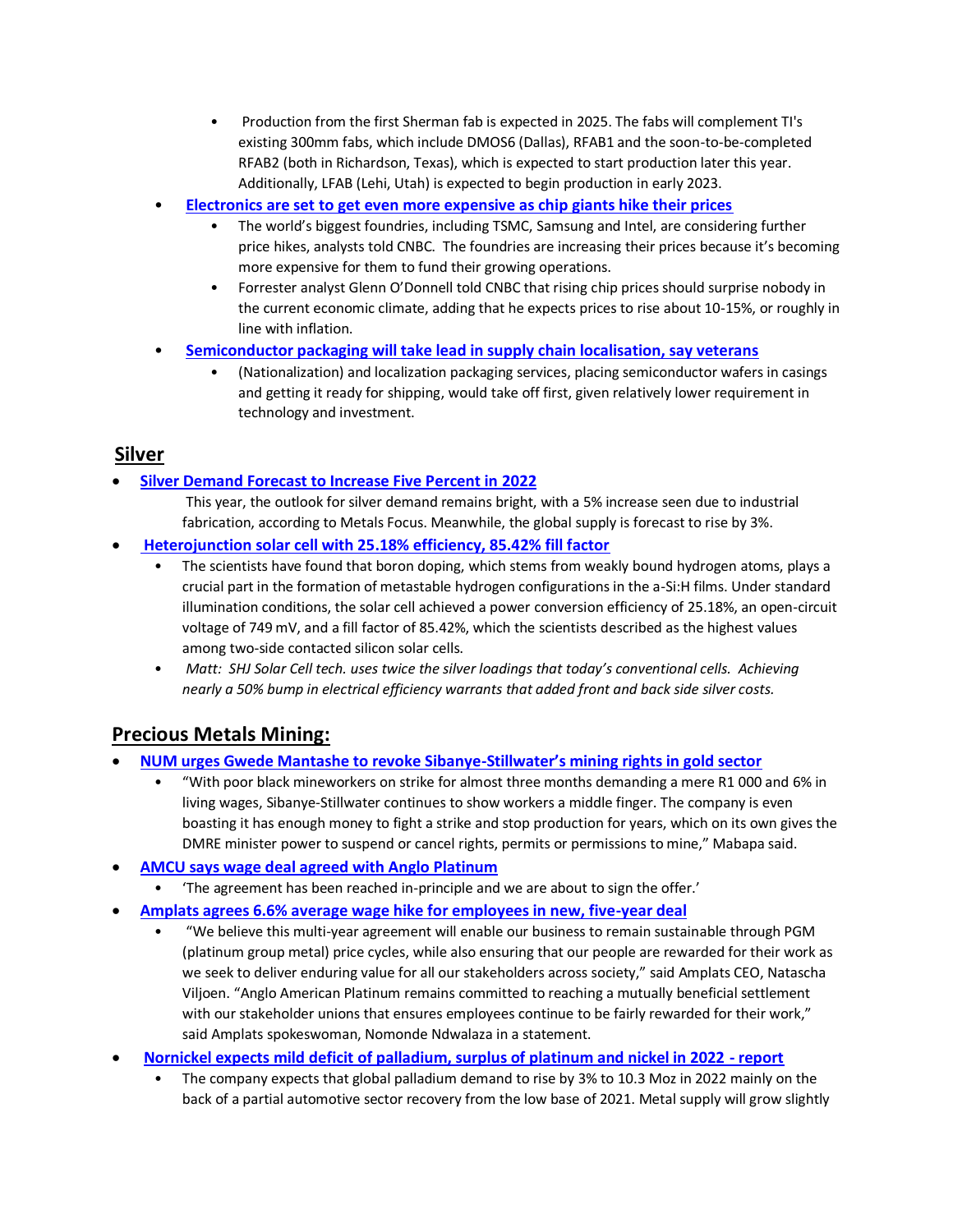- Production from the first Sherman fab is expected in 2025. The fabs will complement TI's existing 300mm fabs, which include DMOS6 (Dallas), RFAB1 and the soon-to-be-completed RFAB2 (both in Richardson, Texas), which is expected to start production later this year. Additionally, LFAB (Lehi, Utah) is expected to begin production in early 2023.
- **Electronics are set to get even more expensive as chip giants hike their prices**
  - The world's biggest foundries, including TSMC, Samsung and Intel, are considering further price hikes, analysts told CNBC. The foundries are increasing their prices because it's becoming more expensive for them to fund their growing operations.
  - Forrester analyst Glenn O'Donnell told CNBC that rising chip prices should surprise nobody in the current economic climate, adding that he expects prices to rise about 10-15%, or roughly in line with inflation.
- **Semiconductor packaging will take lead in supply chain localisation, say veterans**
  - (Nationalization) and localization packaging services, placing semiconductor wafers in casings and getting it ready for shipping, would take off first, given relatively lower requirement in technology and investment.

## Silver

- **Silver Demand Forecast to Increase Five Percent in 2022**

  This year, the outlook for silver demand remains bright, with a 5% increase seen due to industrial fabrication, according to Metals Focus. Meanwhile, the global supply is forecast to rise by 3%.
- **Heterojunction solar cell with 25.18% efficiency, 85.42% fill factor**
  - The scientists have found that boron doping, which stems from weakly bound hydrogen atoms, plays a crucial part in the formation of metastable hydrogen configurations in the a-Si:H films. Under standard illumination conditions, the solar cell achieved a power conversion efficiency of 25.18%, an open-circuit voltage of 749 mV, and a fill factor of 85.42%, which the scientists described as the highest values among two-side contacted silicon solar cells.
  - *Matt: SHJ Solar Cell tech. uses twice the silver loadings that today's conventional cells. Achieving nearly a 50% bump in electrical efficiency warrants that added front and back side silver costs.*

## Precious Metals Mining:

- **NUM urges Gwede Mantashe to revoke Sibanye-Stillwater's mining rights in gold sector**
  - "With poor black mineworkers on strike for almost three months demanding a mere R1 000 and 6% in living wages, Sibanye-Stillwater continues to show workers a middle finger. The company is even boasting it has enough money to fight a strike and stop production for years, which on its own gives the DMRE minister power to suspend or cancel rights, permits or permissions to mine," Mabapa said.
- **AMCU says wage deal agreed with Anglo Platinum**
  - 'The agreement has been reached in-principle and we are about to sign the offer.'
- **Amplats agrees 6.6% average wage hike for employees in new, five-year deal**
  - "We believe this multi-year agreement will enable our business to remain sustainable through PGM (platinum group metal) price cycles, while also ensuring that our people are rewarded for their work as we seek to deliver enduring value for all our stakeholders across society," said Amplats CEO, Natascha Viljoen. "Anglo American Platinum remains committed to reaching a mutually beneficial settlement with our stakeholder unions that ensures employees continue to be fairly rewarded for their work," said Amplats spokeswoman, Nomonde Ndwalaza in a statement.
- **Nornickel expects mild deficit of palladium, surplus of platinum and nickel in 2022 - report**
  - The company expects that global palladium demand to rise by 3% to 10.3 Moz in 2022 mainly on the back of a partial automotive sector recovery from the low base of 2021. Metal supply will grow slightly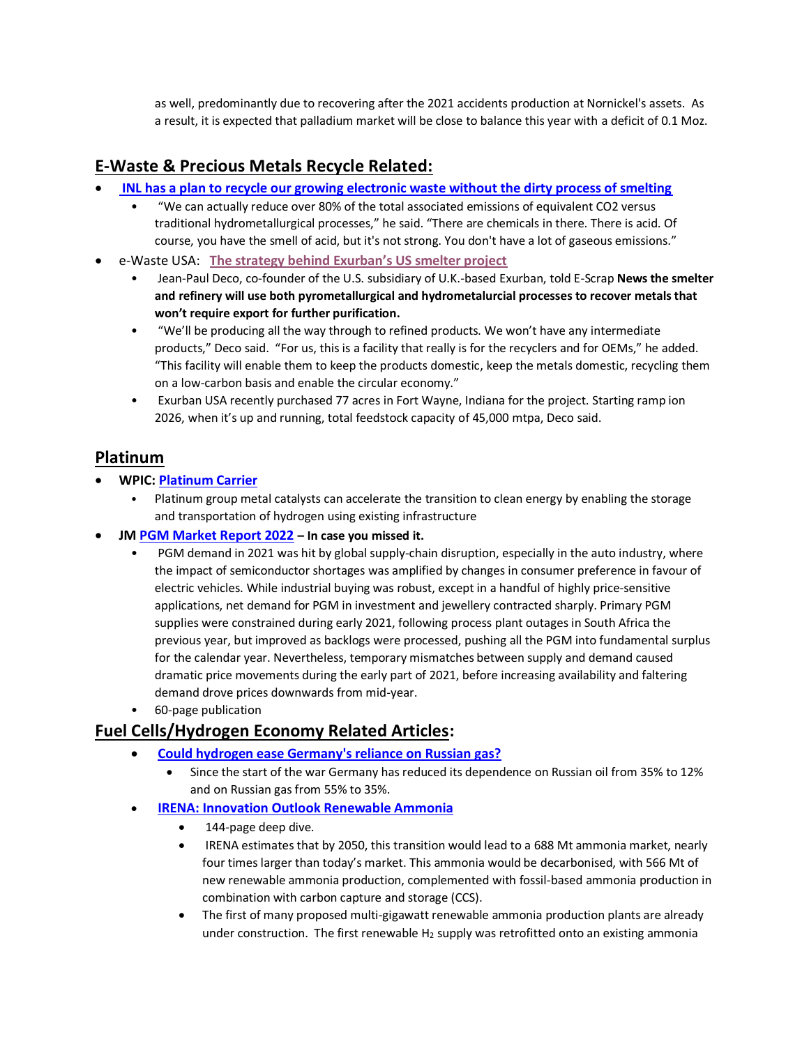as well, predominantly due to recovering after the 2021 accidents production at Nornickel's assets. As a result, it is expected that palladium market will be close to balance this year with a deficit of 0.1 Moz.

## E-Waste & Precious Metals Recycle Related:

- **INL has a plan to recycle our growing electronic waste without the dirty process of smelting**
  - "We can actually reduce over 80% of the total associated emissions of equivalent CO2 versus traditional hydrometallurgical processes," he said. "There are chemicals in there. There is acid. Of course, you have the smell of acid, but it's not strong. You don't have a lot of gaseous emissions."
- e-Waste USA: **The strategy behind Exurban's US smelter project**
  - Jean-Paul Deco, co-founder of the U.S. subsidiary of U.K.-based Exurban, told E-Scrap **News the smelter and refinery will use both pyrometallurgical and hydrometalurcial processes to recover metals that won't require export for further purification.**
  - "We'll be producing all the way through to refined products. We won't have any intermediate products," Deco said. "For us, this is a facility that really is for the recyclers and for OEMs," he added. "This facility will enable them to keep the products domestic, keep the metals domestic, recycling them on a low-carbon basis and enable the circular economy."
  - Exurban USA recently purchased 77 acres in Fort Wayne, Indiana for the project. Starting ramp ion 2026, when it's up and running, total feedstock capacity of 45,000 mtpa, Deco said.

## Platinum

- **WPIC: Platinum Carrier**
  - Platinum group metal catalysts can accelerate the transition to clean energy by enabling the storage and transportation of hydrogen using existing infrastructure
- **JM PGM Market Report 2022 – In case you missed it.**
  - PGM demand in 2021 was hit by global supply-chain disruption, especially in the auto industry, where the impact of semiconductor shortages was amplified by changes in consumer preference in favour of electric vehicles. While industrial buying was robust, except in a handful of highly price-sensitive applications, net demand for PGM in investment and jewellery contracted sharply. Primary PGM supplies were constrained during early 2021, following process plant outages in South Africa the previous year, but improved as backlogs were processed, pushing all the PGM into fundamental surplus for the calendar year. Nevertheless, temporary mismatches between supply and demand caused dramatic price movements during the early part of 2021, before increasing availability and faltering demand drove prices downwards from mid-year.
  - 60-page publication

## Fuel Cells/Hydrogen Economy Related Articles:

- **Could hydrogen ease Germany's reliance on Russian gas?**
  - Since the start of the war Germany has reduced its dependence on Russian oil from 35% to 12% and on Russian gas from 55% to 35%.
- **IRENA: Innovation Outlook Renewable Ammonia**
  - 144-page deep dive.
  - IRENA estimates that by 2050, this transition would lead to a 688 Mt ammonia market, nearly four times larger than today's market. This ammonia would be decarbonised, with 566 Mt of new renewable ammonia production, complemented with fossil-based ammonia production in combination with carbon capture and storage (CCS).
  - The first of many proposed multi-gigawatt renewable ammonia production plants are already under construction. The first renewable $H_2$ supply was retrofitted onto an existing ammonia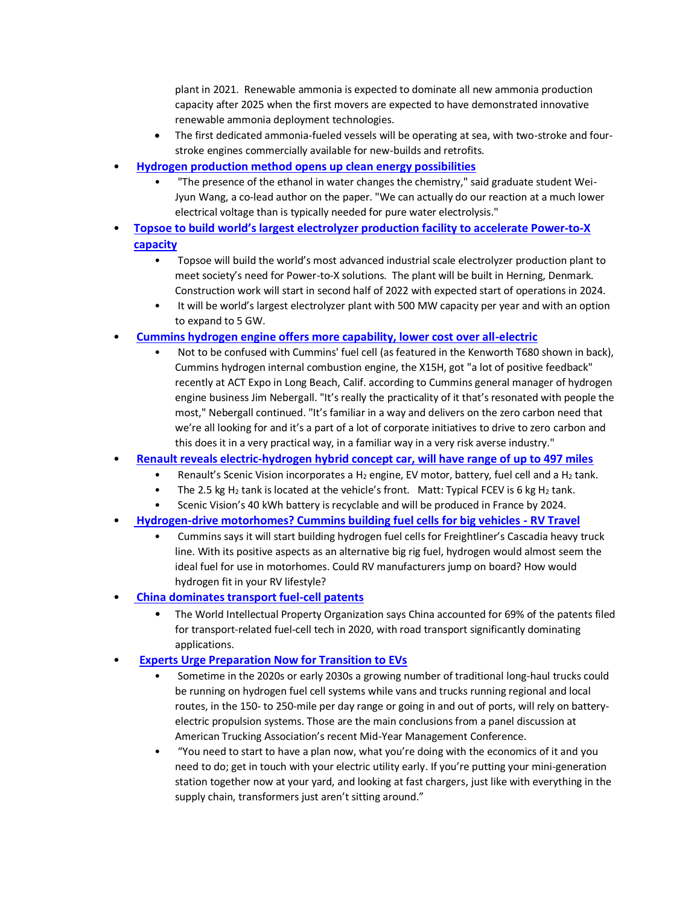- plant in 2021. Renewable ammonia is expected to dominate all new ammonia production capacity after 2025 when the first movers are expected to have demonstrated innovative renewable ammonia deployment technologies.
  - The first dedicated ammonia-fueled vessels will be operating at sea, with two-stroke and four-stroke engines commercially available for new-builds and retrofits.
- **Hydrogen production method opens up clean energy possibilities**
  - "The presence of the ethanol in water changes the chemistry," said graduate student Wei-Jyun Wang, a co-lead author on the paper. "We can actually do our reaction at a much lower electrical voltage than is typically needed for pure water electrolysis."
- **Topsoe to build world's largest electrolyzer production facility to accelerate Power-to-X capacity**
  - Topsoe will build the world's most advanced industrial scale electrolyzer production plant to meet society's need for Power-to-X solutions. The plant will be built in Herning, Denmark. Construction work will start in second half of 2022 with expected start of operations in 2024.
  - It will be world's largest electrolyzer plant with 500 MW capacity per year and with an option to expand to 5 GW.
- **Cummins hydrogen engine offers more capability, lower cost over all-electric**
  - Not to be confused with Cummins' fuel cell (as featured in the Kenworth T680 shown in back), Cummins hydrogen internal combustion engine, the X15H, got "a lot of positive feedback" recently at ACT Expo in Long Beach, Calif. according to Cummins general manager of hydrogen engine business Jim Nebergall. "It's really the practicality of it that's resonated with people the most," Nebergall continued. "It's familiar in a way and delivers on the zero carbon need that we're all looking for and it's a part of a lot of corporate initiatives to drive to zero carbon and this does it in a very practical way, in a familiar way in a very risk averse industry."
- **Renault reveals electric-hydrogen hybrid concept car, will have range of up to 497 miles**
  - Renault's Scenic Vision incorporates a $H_2$ engine, EV motor, battery, fuel cell and a $H_2$ tank.
  - The 2.5 kg $H_2$ tank is located at the vehicle's front. Matt: Typical FCEV is 6 kg $H_2$ tank.
  - Scenic Vision's 40 kWh battery is recyclable and will be produced in France by 2024.
- **Hydrogen-drive motorhomes? Cummins building fuel cells for big vehicles - RV Travel**
  - Cummins says it will start building hydrogen fuel cells for Freightliner's Cascadia heavy truck line. With its positive aspects as an alternative big rig fuel, hydrogen would almost seem the ideal fuel for use in motorhomes. Could RV manufacturers jump on board? How would hydrogen fit in your RV lifestyle?
- **China dominates transport fuel-cell patents**
  - The World Intellectual Property Organization says China accounted for 69% of the patents filed for transport-related fuel-cell tech in 2020, with road transport significantly dominating applications.
- **Experts Urge Preparation Now for Transition to EVs**
  - Sometime in the 2020s or early 2030s a growing number of traditional long-haul trucks could be running on hydrogen fuel cell systems while vans and trucks running regional and local routes, in the 150- to 250-mile per day range or going in and out of ports, will rely on battery-electric propulsion systems. Those are the main conclusions from a panel discussion at American Trucking Association's recent Mid-Year Management Conference.
  - "You need to start to have a plan now, what you're doing with the economics of it and you need to do; get in touch with your electric utility early. If you're putting your mini-generation station together now at your yard, and looking at fast chargers, just like with everything in the supply chain, transformers just aren't sitting around."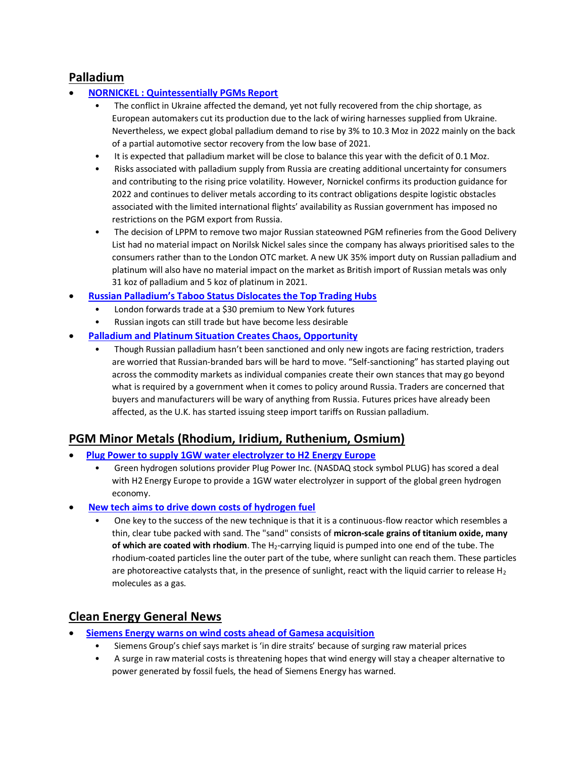## Palladium

- **NORNICKEL : Quintessentially PGMs Report**
    - The conflict in Ukraine affected the demand, yet not fully recovered from the chip shortage, as European automakers cut its production due to the lack of wiring harnesses supplied from Ukraine. Nevertheless, we expect global palladium demand to rise by 3% to 10.3 Moz in 2022 mainly on the back of a partial automotive sector recovery from the low base of 2021.
    - It is expected that palladium market will be close to balance this year with the deficit of 0.1 Moz.
    - Risks associated with palladium supply from Russia are creating additional uncertainty for consumers and contributing to the rising price volatility. However, Nornickel confirms its production guidance for 2022 and continues to deliver metals according to its contract obligations despite logistic obstacles associated with the limited international flights' availability as Russian government has imposed no restrictions on the PGM export from Russia.
    - The decision of LPPM to remove two major Russian stateowned PGM refineries from the Good Delivery List had no material impact on Norilsk Nickel sales since the company has always prioritised sales to the consumers rather than to the London OTC market. A new UK 35% import duty on Russian palladium and platinum will also have no material impact on the market as British import of Russian metals was only 31 koz of palladium and 5 koz of platinum in 2021.
- **Russian Palladium's Taboo Status Dislocates the Top Trading Hubs**
    - London forwards trade at a $30 premium to New York futures
    - Russian ingots can still trade but have become less desirable
- **Palladium and Platinum Situation Creates Chaos, Opportunity**
    - Though Russian palladium hasn't been sanctioned and only new ingots are facing restriction, traders are worried that Russian-branded bars will be hard to move. "Self-sanctioning" has started playing out across the commodity markets as individual companies create their own stances that may go beyond what is required by a government when it comes to policy around Russia. Traders are concerned that buyers and manufacturers will be wary of anything from Russia. Futures prices have already been affected, as the U.K. has started issuing steep import tariffs on Russian palladium.

## PGM Minor Metals (Rhodium, Iridium, Ruthenium, Osmium)

- **Plug Power to supply 1GW water electrolyzer to H2 Energy Europe**
    - Green hydrogen solutions provider Plug Power Inc. (NASDAQ stock symbol PLUG) has scored a deal with H2 Energy Europe to provide a 1GW water electrolyzer in support of the global green hydrogen economy.
- **New tech aims to drive down costs of hydrogen fuel**
    - One key to the success of the new technique is that it is a continuous-flow reactor which resembles a thin, clear tube packed with sand. The "sand" consists of **micron-scale grains of titanium oxide, many of which are coated with rhodium**. The $H_2$-carrying liquid is pumped into one end of the tube. The rhodium-coated particles line the outer part of the tube, where sunlight can reach them. These particles are photoreactive catalysts that, in the presence of sunlight, react with the liquid carrier to release $H_2$ molecules as a gas.

## Clean Energy General News

- **Siemens Energy warns on wind costs ahead of Gamesa acquisition**
    - Siemens Group's chief says market is 'in dire straits' because of surging raw material prices
    - A surge in raw material costs is threatening hopes that wind energy will stay a cheaper alternative to power generated by fossil fuels, the head of Siemens Energy has warned.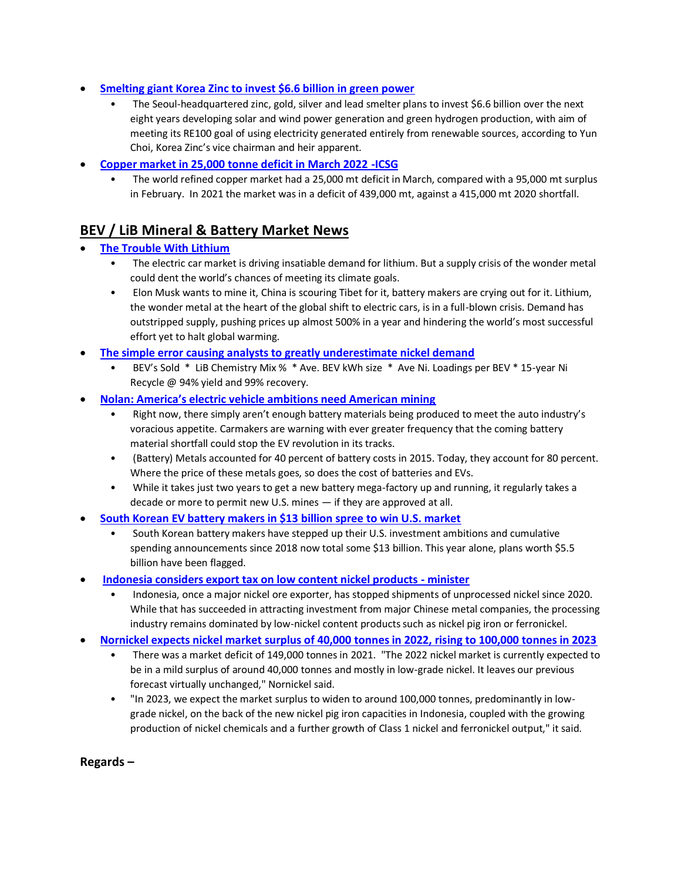- **Smelting giant Korea Zinc to invest $6.6 billion in green power**
  - The Seoul-headquartered zinc, gold, silver and lead smelter plans to invest $6.6 billion over the next eight years developing solar and wind power generation and green hydrogen production, with aim of meeting its RE100 goal of using electricity generated entirely from renewable sources, according to Yun Choi, Korea Zinc's vice chairman and heir apparent.
- **Copper market in 25,000 tonne deficit in March 2022 -ICSG**
  - The world refined copper market had a 25,000 mt deficit in March, compared with a 95,000 mt surplus in February. In 2021 the market was in a deficit of 439,000 mt, against a 415,000 mt 2020 shortfall.

## BEV / LiB Mineral & Battery Market News

- **The Trouble With Lithium**
  - The electric car market is driving insatiable demand for lithium. But a supply crisis of the wonder metal could dent the world's chances of meeting its climate goals.
  - Elon Musk wants to mine it, China is scouring Tibet for it, battery makers are crying out for it. Lithium, the wonder metal at the heart of the global shift to electric cars, is in a full-blown crisis. Demand has outstripped supply, pushing prices up almost 500% in a year and hindering the world's most successful effort yet to halt global warming.
- **The simple error causing analysts to greatly underestimate nickel demand**
  - BEV's Sold * LiB Chemistry Mix % * Ave. BEV kWh size * Ave Ni. Loadings per BEV * 15-year Ni Recycle @ 94% yield and 99% recovery.
- **Nolan: America's electric vehicle ambitions need American mining**
  - Right now, there simply aren't enough battery materials being produced to meet the auto industry's voracious appetite. Carmakers are warning with ever greater frequency that the coming battery material shortfall could stop the EV revolution in its tracks.
  - (Battery) Metals accounted for 40 percent of battery costs in 2015. Today, they account for 80 percent. Where the price of these metals goes, so does the cost of batteries and EVs.
  - While it takes just two years to get a new battery mega-factory up and running, it regularly takes a decade or more to permit new U.S. mines — if they are approved at all.
- **South Korean EV battery makers in $13 billion spree to win U.S. market**
  - South Korean battery makers have stepped up their U.S. investment ambitions and cumulative spending announcements since 2018 now total some $13 billion. This year alone, plans worth $5.5 billion have been flagged.
- **Indonesia considers export tax on low content nickel products - minister**
  - Indonesia, once a major nickel ore exporter, has stopped shipments of unprocessed nickel since 2020. While that has succeeded in attracting investment from major Chinese metal companies, the processing industry remains dominated by low-nickel content products such as nickel pig iron or ferronickel.
- **Nornickel expects nickel market surplus of 40,000 tonnes in 2022, rising to 100,000 tonnes in 2023**
  - There was a market deficit of 149,000 tonnes in 2021. "The 2022 nickel market is currently expected to be in a mild surplus of around 40,000 tonnes and mostly in low-grade nickel. It leaves our previous forecast virtually unchanged," Nornickel said.
  - "In 2023, we expect the market surplus to widen to around 100,000 tonnes, predominantly in low-grade nickel, on the back of the new nickel pig iron capacities in Indonesia, coupled with the growing production of nickel chemicals and a further growth of Class 1 nickel and ferronickel output," it said.

**Regards –**